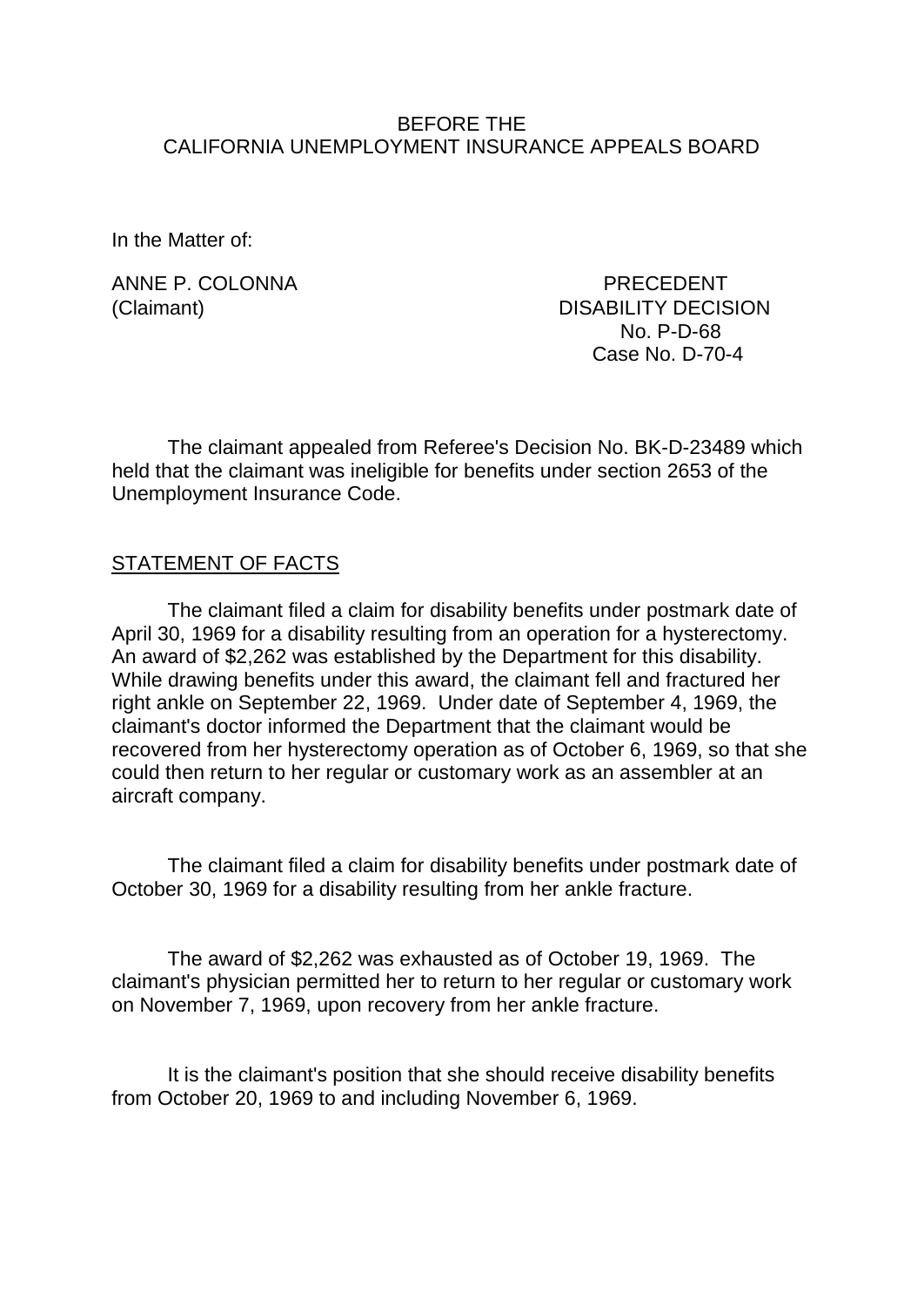BEFORE THE
CALIFORNIA UNEMPLOYMENT INSURANCE APPEALS BOARD

In the Matter of:

ANNE P. COLONNA
(Claimant)

PRECEDENT
DISABILITY DECISION
No. P-D-68
Case No. D-70-4

The claimant appealed from Referee's Decision No. BK-D-23489 which held that the claimant was ineligible for benefits under section 2653 of the Unemployment Insurance Code.

## STATEMENT OF FACTS

The claimant filed a claim for disability benefits under postmark date of April 30, 1969 for a disability resulting from an operation for a hysterectomy. An award of $2,262 was established by the Department for this disability. While drawing benefits under this award, the claimant fell and fractured her right ankle on September 22, 1969. Under date of September 4, 1969, the claimant's doctor informed the Department that the claimant would be recovered from her hysterectomy operation as of October 6, 1969, so that she could then return to her regular or customary work as an assembler at an aircraft company.

The claimant filed a claim for disability benefits under postmark date of October 30, 1969 for a disability resulting from her ankle fracture.

The award of $2,262 was exhausted as of October 19, 1969. The claimant's physician permitted her to return to her regular or customary work on November 7, 1969, upon recovery from her ankle fracture.

It is the claimant's position that she should receive disability benefits from October 20, 1969 to and including November 6, 1969.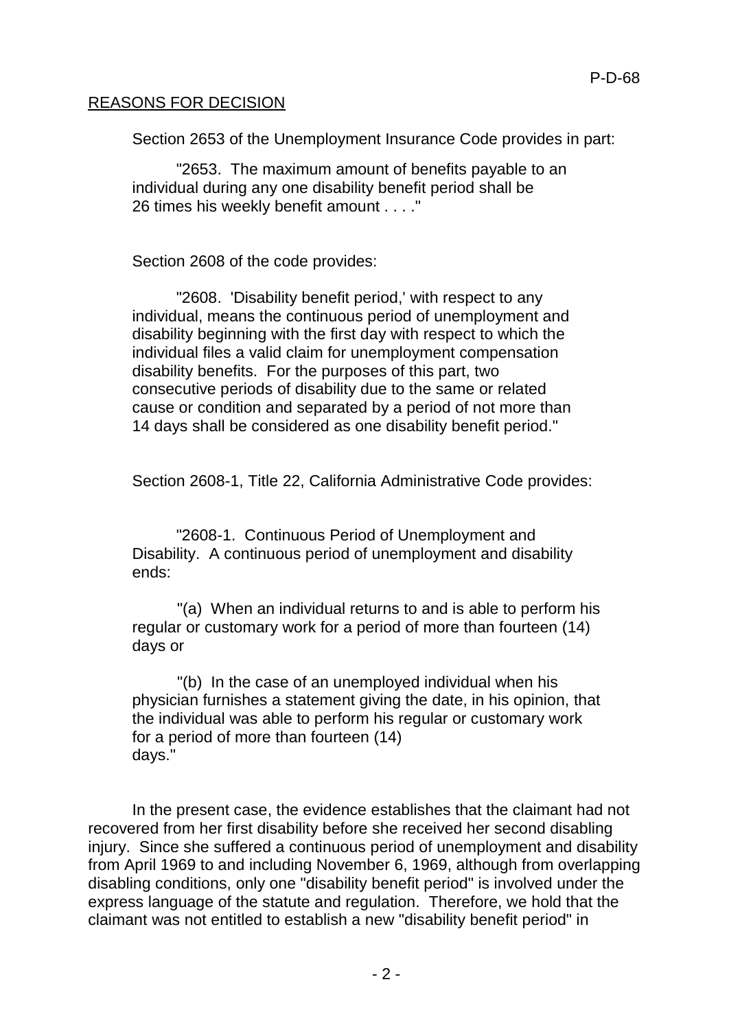## REASONS FOR DECISION

Section 2653 of the Unemployment Insurance Code provides in part:

> "2653. The maximum amount of benefits payable to an individual during any one disability benefit period shall be 26 times his weekly benefit amount . . . ."

Section 2608 of the code provides:

> "2608. 'Disability benefit period,' with respect to any individual, means the continuous period of unemployment and disability beginning with the first day with respect to which the individual files a valid claim for unemployment compensation disability benefits. For the purposes of this part, two consecutive periods of disability due to the same or related cause or condition and separated by a period of not more than 14 days shall be considered as one disability benefit period."

Section 2608-1, Title 22, California Administrative Code provides:

> "2608-1. Continuous Period of Unemployment and Disability. A continuous period of unemployment and disability ends:
>
> "(a) When an individual returns to and is able to perform his regular or customary work for a period of more than fourteen (14) days or
>
> "(b) In the case of an unemployed individual when his physician furnishes a statement giving the date, in his opinion, that the individual was able to perform his regular or customary work for a period of more than fourteen (14) days."

In the present case, the evidence establishes that the claimant had not recovered from her first disability before she received her second disabling injury. Since she suffered a continuous period of unemployment and disability from April 1969 to and including November 6, 1969, although from overlapping disabling conditions, only one "disability benefit period" is involved under the express language of the statute and regulation. Therefore, we hold that the claimant was not entitled to establish a new "disability benefit period" in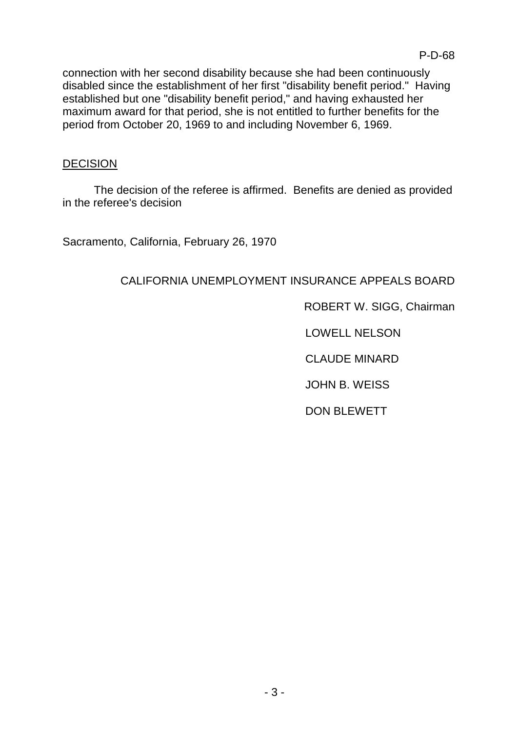connection with her second disability because she had been continuously disabled since the establishment of her first "disability benefit period." Having established but one "disability benefit period," and having exhausted her maximum award for that period, she is not entitled to further benefits for the period from October 20, 1969 to and including November 6, 1969.

## DECISION

The decision of the referee is affirmed. Benefits are denied as provided in the referee's decision

Sacramento, California, February 26, 1970

CALIFORNIA UNEMPLOYMENT INSURANCE APPEALS BOARD

ROBERT W. SIGG, Chairman

LOWELL NELSON

CLAUDE MINARD

JOHN B. WEISS

DON BLEWETT